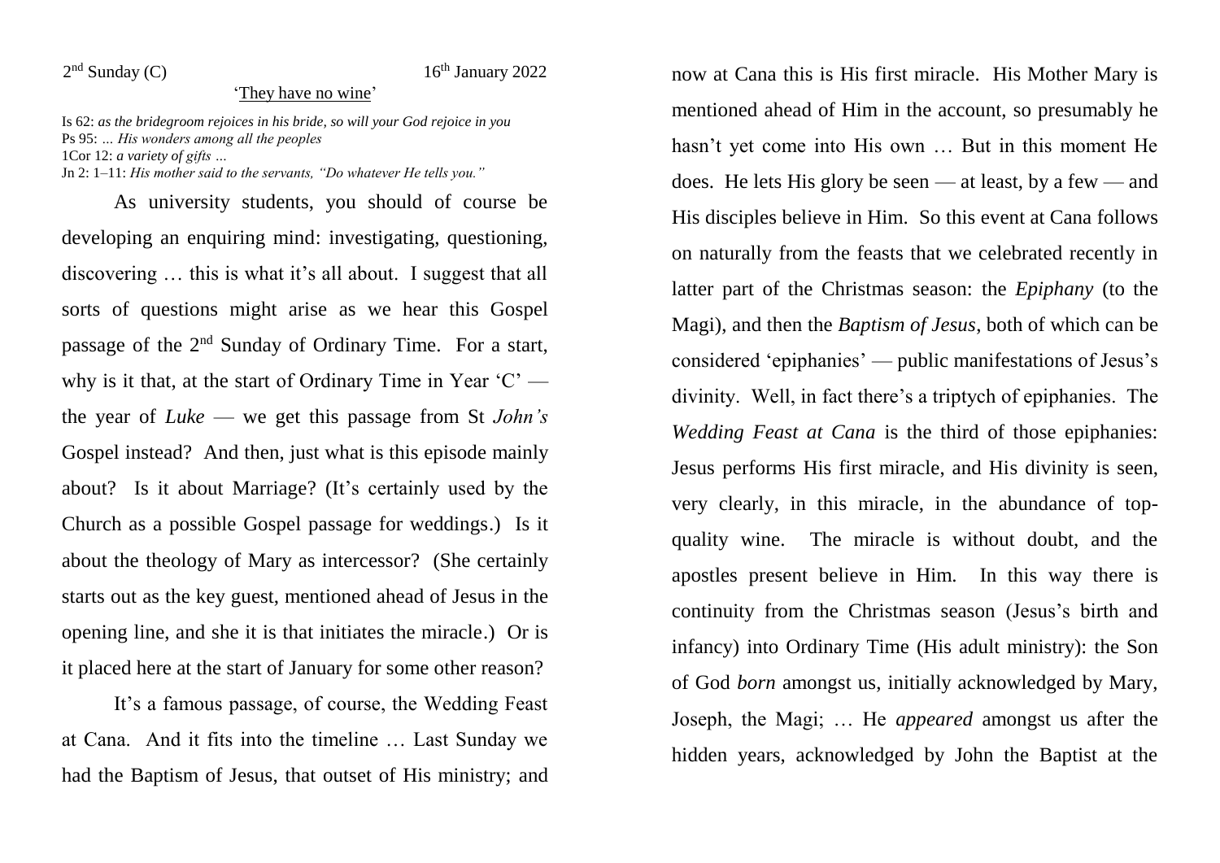2nd Sunday (C) 16th January 2022

'They have no wine'

Is 62: *as the bridegroom rejoices in his bride, so will your God rejoice in you*
Ps 95: *… His wonders among all the peoples*
1Cor 12: *a variety of gifts …*
Jn 2: 1–11: *His mother said to the servants, "Do whatever He tells you."*

As university students, you should of course be developing an enquiring mind: investigating, questioning, discovering … this is what it's all about. I suggest that all sorts of questions might arise as we hear this Gospel passage of the 2nd Sunday of Ordinary Time. For a start, why is it that, at the start of Ordinary Time in Year 'C' — the year of *Luke* — we get this passage from St *John's* Gospel instead? And then, just what is this episode mainly about? Is it about Marriage? (It's certainly used by the Church as a possible Gospel passage for weddings.) Is it about the theology of Mary as intercessor? (She certainly starts out as the key guest, mentioned ahead of Jesus in the opening line, and she it is that initiates the miracle.) Or is it placed here at the start of January for some other reason?

It's a famous passage, of course, the Wedding Feast at Cana. And it fits into the timeline … Last Sunday we had the Baptism of Jesus, that outset of His ministry; and now at Cana this is His first miracle. His Mother Mary is mentioned ahead of Him in the account, so presumably he hasn't yet come into His own … But in this moment He does. He lets His glory be seen — at least, by a few — and His disciples believe in Him. So this event at Cana follows on naturally from the feasts that we celebrated recently in latter part of the Christmas season: the *Epiphany* (to the Magi), and then the *Baptism of Jesus*, both of which can be considered 'epiphanies' — public manifestations of Jesus's divinity. Well, in fact there's a triptych of epiphanies. The *Wedding Feast at Cana* is the third of those epiphanies: Jesus performs His first miracle, and His divinity is seen, very clearly, in this miracle, in the abundance of top-quality wine. The miracle is without doubt, and the apostles present believe in Him. In this way there is continuity from the Christmas season (Jesus's birth and infancy) into Ordinary Time (His adult ministry): the Son of God *born* amongst us, initially acknowledged by Mary, Joseph, the Magi; … He *appeared* amongst us after the hidden years, acknowledged by John the Baptist at the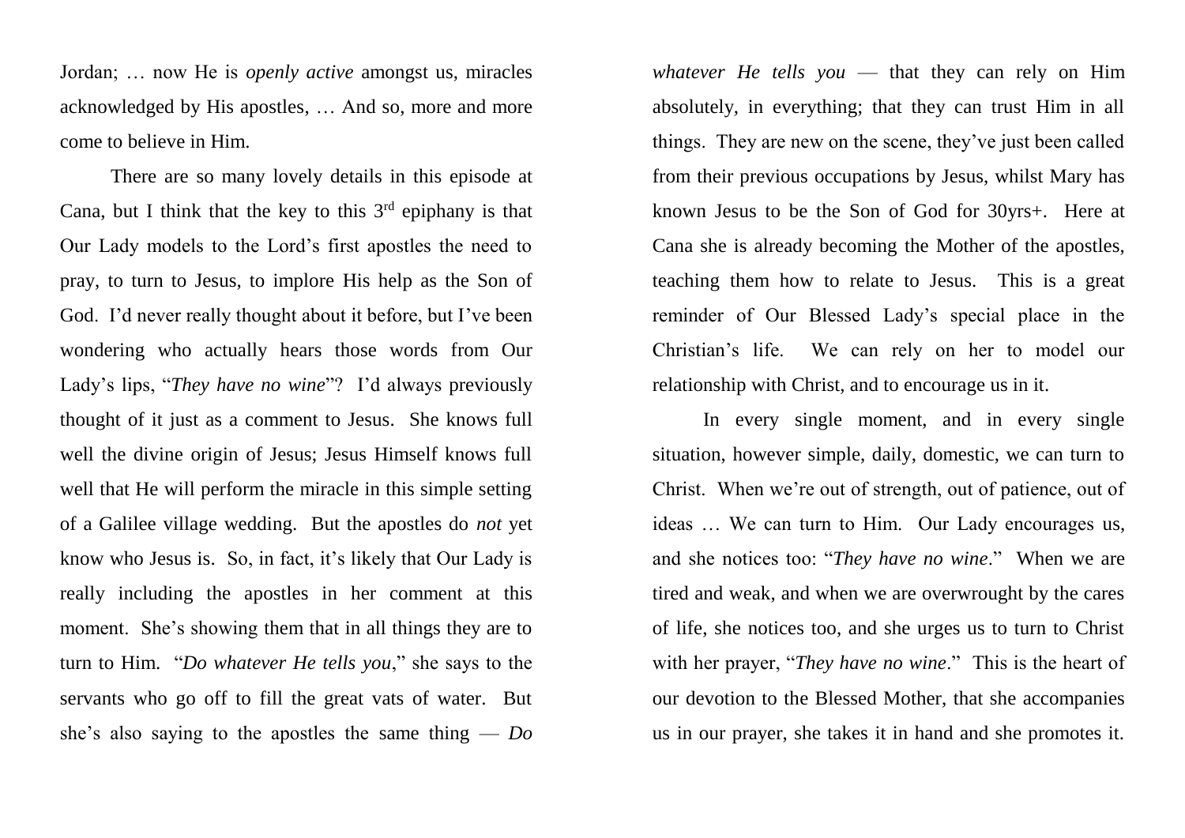Jordan; … now He is *openly active* amongst us, miracles acknowledged by His apostles, … And so, more and more come to believe in Him.

There are so many lovely details in this episode at Cana, but I think that the key to this 3rd epiphany is that Our Lady models to the Lord's first apostles the need to pray, to turn to Jesus, to implore His help as the Son of God. I'd never really thought about it before, but I've been wondering who actually hears those words from Our Lady's lips, "*They have no wine*"? I'd always previously thought of it just as a comment to Jesus. She knows full well the divine origin of Jesus; Jesus Himself knows full well that He will perform the miracle in this simple setting of a Galilee village wedding. But the apostles do *not* yet know who Jesus is. So, in fact, it's likely that Our Lady is really including the apostles in her comment at this moment. She's showing them that in all things they are to turn to Him. "*Do whatever He tells you*," she says to the servants who go off to fill the great vats of water. But she's also saying to the apostles the same thing — *Do whatever He tells you* — that they can rely on Him absolutely, in everything; that they can trust Him in all things. They are new on the scene, they've just been called from their previous occupations by Jesus, whilst Mary has known Jesus to be the Son of God for 30yrs+. Here at Cana she is already becoming the Mother of the apostles, teaching them how to relate to Jesus. This is a great reminder of Our Blessed Lady's special place in the Christian's life. We can rely on her to model our relationship with Christ, and to encourage us in it.

In every single moment, and in every single situation, however simple, daily, domestic, we can turn to Christ. When we're out of strength, out of patience, out of ideas … We can turn to Him. Our Lady encourages us, and she notices too: "*They have no wine*." When we are tired and weak, and when we are overwrought by the cares of life, she notices too, and she urges us to turn to Christ with her prayer, "*They have no wine*." This is the heart of our devotion to the Blessed Mother, that she accompanies us in our prayer, she takes it in hand and she promotes it.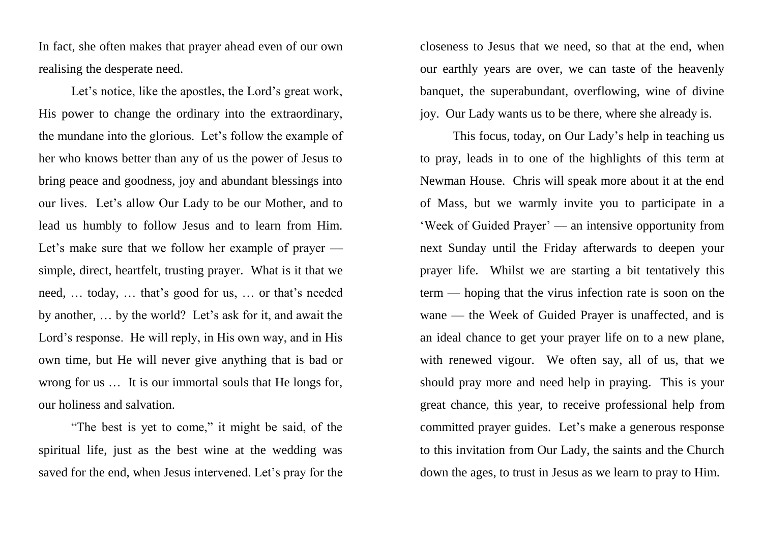In fact, she often makes that prayer ahead even of our own realising the desperate need.

Let's notice, like the apostles, the Lord's great work, His power to change the ordinary into the extraordinary, the mundane into the glorious. Let's follow the example of her who knows better than any of us the power of Jesus to bring peace and goodness, joy and abundant blessings into our lives. Let's allow Our Lady to be our Mother, and to lead us humbly to follow Jesus and to learn from Him. Let's make sure that we follow her example of prayer — simple, direct, heartfelt, trusting prayer. What is it that we need, … today, … that's good for us, … or that's needed by another, … by the world? Let's ask for it, and await the Lord's response. He will reply, in His own way, and in His own time, but He will never give anything that is bad or wrong for us … It is our immortal souls that He longs for, our holiness and salvation.

"The best is yet to come," it might be said, of the spiritual life, just as the best wine at the wedding was saved for the end, when Jesus intervened. Let's pray for the closeness to Jesus that we need, so that at the end, when our earthly years are over, we can taste of the heavenly banquet, the superabundant, overflowing, wine of divine joy. Our Lady wants us to be there, where she already is.

This focus, today, on Our Lady's help in teaching us to pray, leads in to one of the highlights of this term at Newman House. Chris will speak more about it at the end of Mass, but we warmly invite you to participate in a 'Week of Guided Prayer' — an intensive opportunity from next Sunday until the Friday afterwards to deepen your prayer life. Whilst we are starting a bit tentatively this term — hoping that the virus infection rate is soon on the wane — the Week of Guided Prayer is unaffected, and is an ideal chance to get your prayer life on to a new plane, with renewed vigour. We often say, all of us, that we should pray more and need help in praying. This is your great chance, this year, to receive professional help from committed prayer guides. Let's make a generous response to this invitation from Our Lady, the saints and the Church down the ages, to trust in Jesus as we learn to pray to Him.